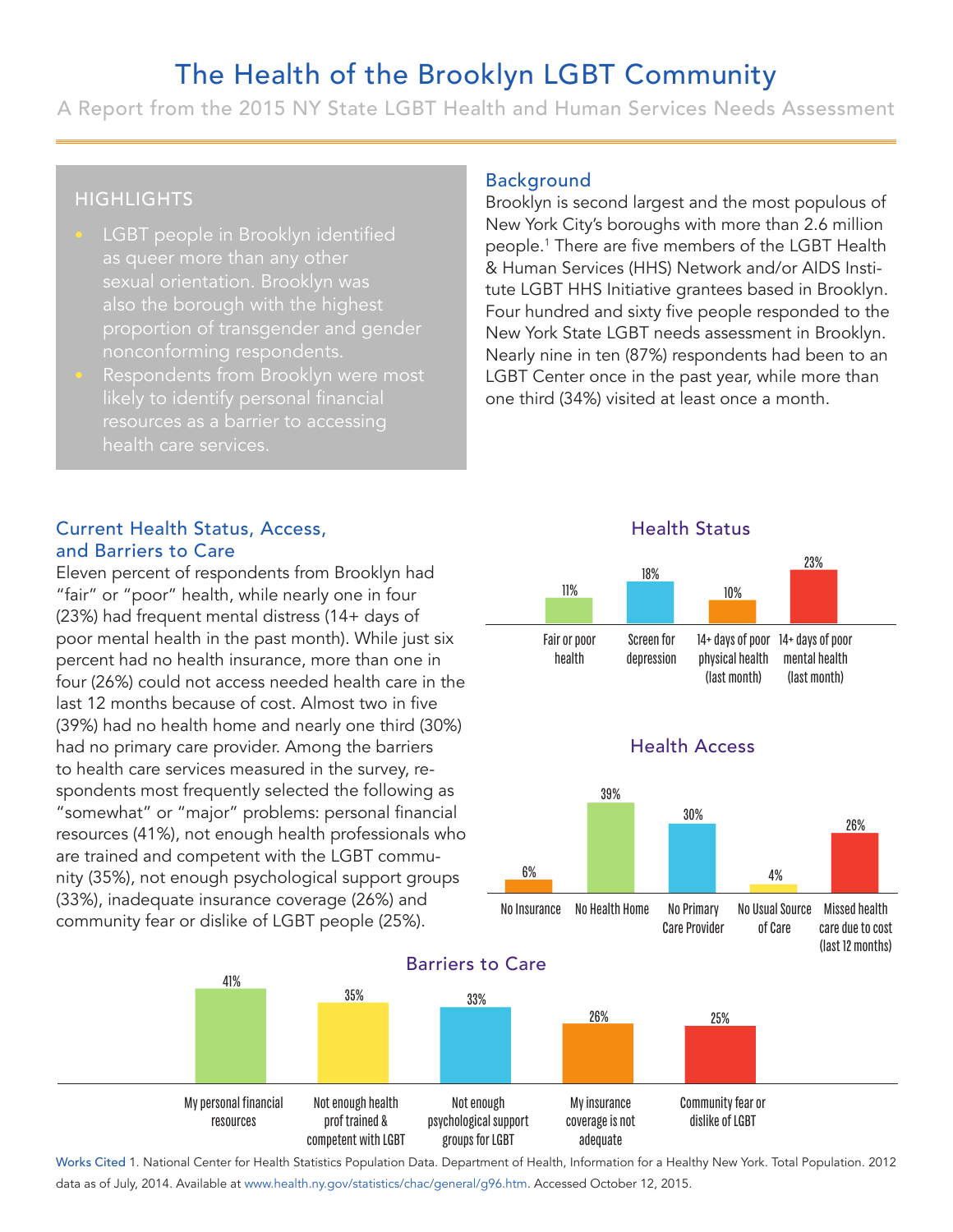# The Health of the Brooklyn LGBT Community

A Report from the 2015 NY State LGBT Health and Human Services Needs Assessment

## HIGHLIGHTS

- LGBT people in Brooklyn identified as queer more than any other sexual orientation. Brooklyn was also the borough with the highest proportion of transgender and gender nonconforming respondents.
- Respondents from Brooklyn were most likely to identify personal financial resources as a barrier to accessing health care services.

## Background

Brooklyn is second largest and the most populous of New York City's boroughs with more than 2.6 million people.[1] There are five members of the LGBT Health & Human Services (HHS) Network and/or AIDS Institute LGBT HHS Initiative grantees based in Brooklyn. Four hundred and sixty five people responded to the New York State LGBT needs assessment in Brooklyn. Nearly nine in ten (87%) respondents had been to an LGBT Center once in the past year, while more than one third (34%) visited at least once a month.

## Current Health Status, Access, and Barriers to Care

Eleven percent of respondents from Brooklyn had "fair" or "poor" health, while nearly one in four (23%) had frequent mental distress (14+ days of poor mental health in the past month). While just six percent had no health insurance, more than one in four (26%) could not access needed health care in the last 12 months because of cost. Almost two in five (39%) had no health home and nearly one third (30%) had no primary care provider. Among the barriers to health care services measured in the survey, respondents most frequently selected the following as "somewhat" or "major" problems: personal financial resources (41%), not enough health professionals who are trained and competent with the LGBT community (35%), not enough psychological support groups (33%), inadequate insurance coverage (26%) and community fear or dislike of LGBT people (25%).

### Health Status

| Fair or poor health | Screen for depression | 14+ days of poor physical health (last month) | 14+ days of poor mental health (last month) |
|---|---|---|---|
| 11% | 18% | 10% | 23% |

### Health Access

| No Insurance | No Health Home | No Primary Care Provider | No Usual Source of Care | Missed health care due to cost (last 12 months) |
|---|---|---|---|---|
| 6% | 39% | 30% | 4% | 26% |

### Barriers to Care

| My personal financial resources | Not enough health prof trained & competent with LGBT | Not enough psychological support groups for LGBT | My insurance coverage is not adequate | Community fear or dislike of LGBT |
|---|---|---|---|---|
| 41% | 35% | 33% | 26% | 25% |

Works Cited 1. National Center for Health Statistics Population Data. Department of Health, Information for a Healthy New York. Total Population. 2012 data as of July, 2014. Available at www.health.ny.gov/statistics/chac/general/g96.htm. Accessed October 12, 2015.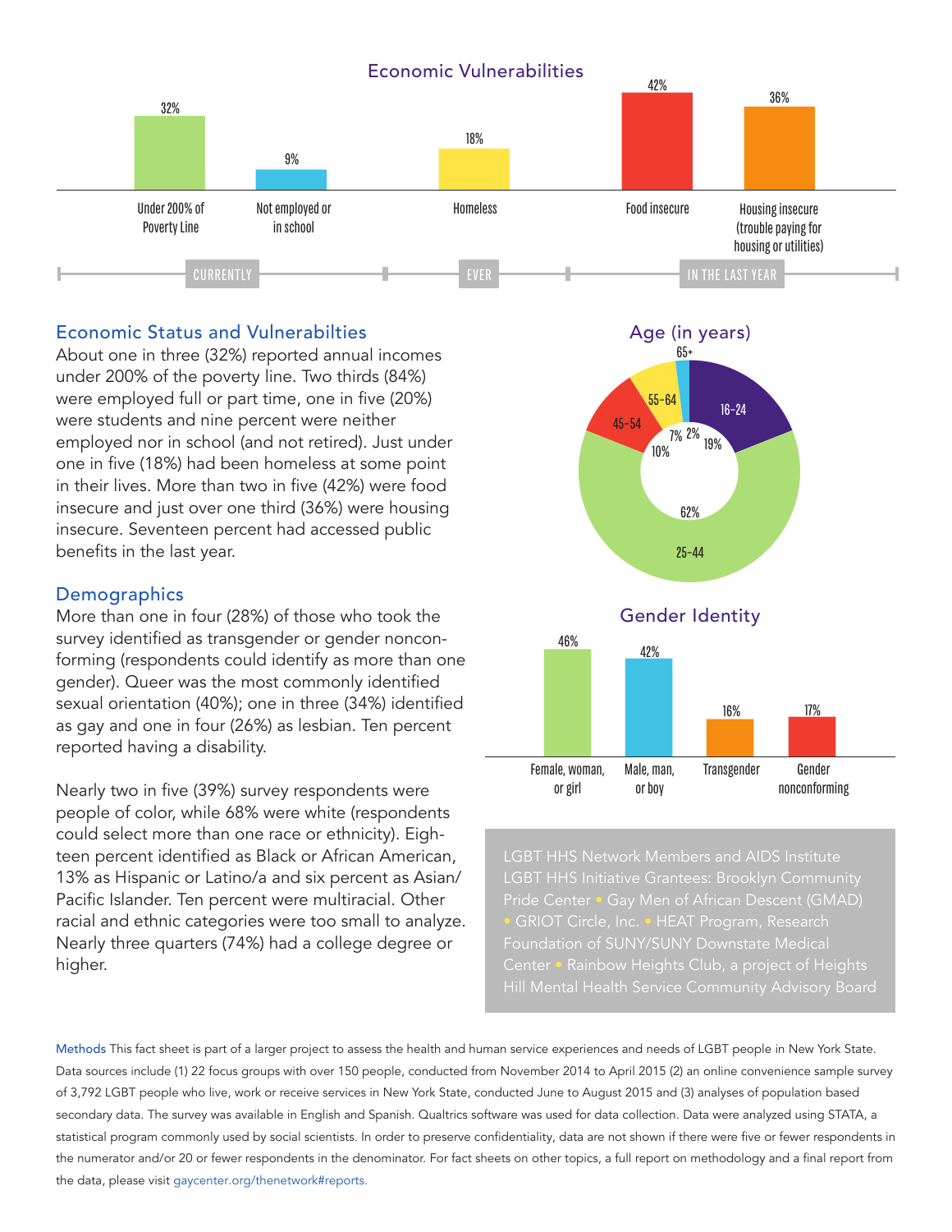## Economic Vulnerabilities

32%
Under 200% of Poverty Line

9%
Not employed or in school

CURRENTLY

18%
Homeless

EVER

42%
Food insecure

36%
Housing insecure (trouble paying for housing or utilities)

IN THE LAST YEAR

## Economic Status and Vulnerabilties

About one in three (32%) reported annual incomes under 200% of the poverty line. Two thirds (84%) were employed full or part time, one in five (20%) were students and nine percent were neither employed nor in school (and not retired). Just under one in five (18%) had been homeless at some point in their lives. More than two in five (42%) were food insecure and just over one third (36%) were housing insecure. Seventeen percent had accessed public benefits in the last year.

## Demographics

More than one in four (28%) of those who took the survey identified as transgender or gender nonconforming (respondents could identify as more than one gender). Queer was the most commonly identified sexual orientation (40%); one in three (34%) identified as gay and one in four (26%) as lesbian. Ten percent reported having a disability.

Nearly two in five (39%) survey respondents were people of color, while 68% were white (respondents could select more than one race or ethnicity). Eighteen percent identified as Black or African American, 13% as Hispanic or Latino/a and six percent as Asian/Pacific Islander. Ten percent were multiracial. Other racial and ethnic categories were too small to analyze. Nearly three quarters (74%) had a college degree or higher.

## Age (in years)

16-24 19%
25-44 62%
45-54 10%
55-64 7%
65+ 2%

## Gender Identity

46%
Female, woman, or girl

42%
Male, man, or boy

16%
Transgender

17%
Gender nonconforming

LGBT HHS Network Members and AIDS Institute LGBT HHS Initiative Grantees: Brooklyn Community Pride Center • Gay Men of African Descent (GMAD) • GRIOT Circle, Inc. • HEAT Program, Research Foundation of SUNY/SUNY Downstate Medical Center • Rainbow Heights Club, a project of Heights Hill Mental Health Service Community Advisory Board

**Methods** This fact sheet is part of a larger project to assess the health and human service experiences and needs of LGBT people in New York State. Data sources include (1) 22 focus groups with over 150 people, conducted from November 2014 to April 2015 (2) an online convenience sample survey of 3,792 LGBT people who live, work or receive services in New York State, conducted June to August 2015 and (3) analyses of population based secondary data. The survey was available in English and Spanish. Qualtrics software was used for data collection. Data were analyzed using STATA, a statistical program commonly used by social scientists. In order to preserve confidentiality, data are not shown if there were five or fewer respondents in the numerator and/or 20 or fewer respondents in the denominator. For fact sheets on other topics, a full report on methodology and a final report from the data, please visit gaycenter.org/thenetwork#reports.